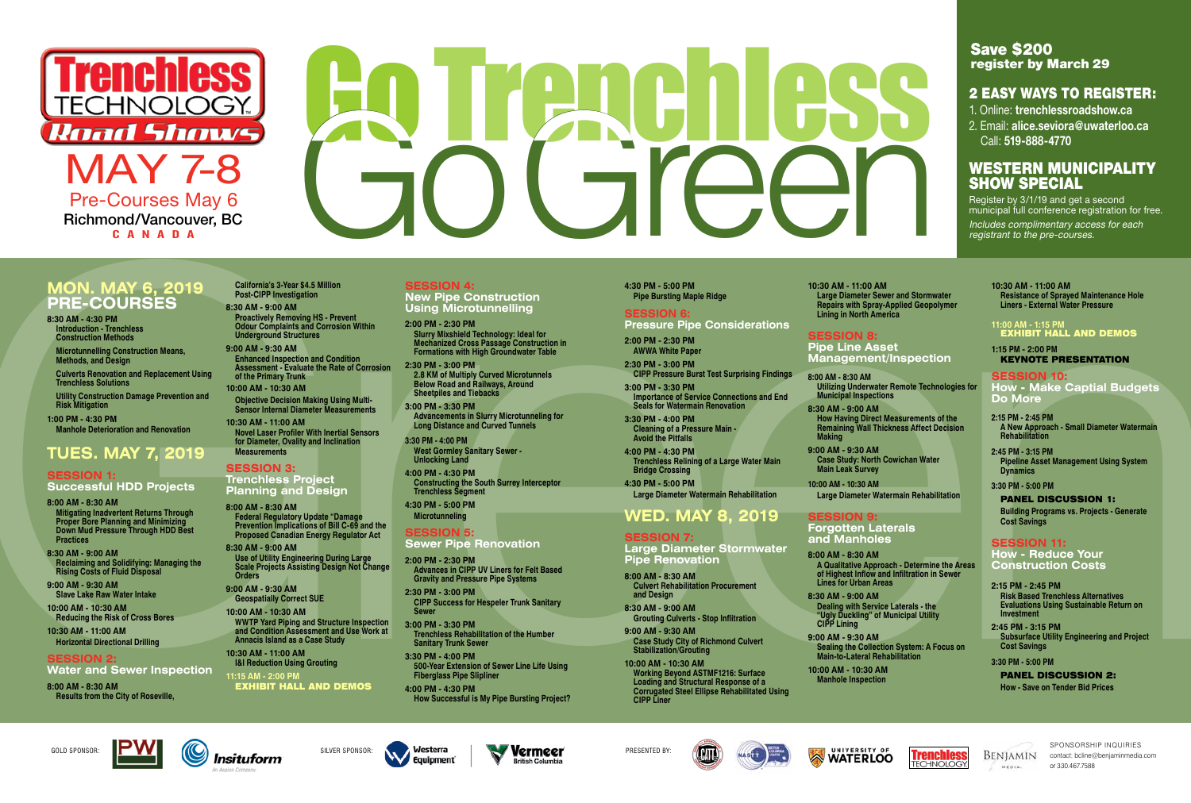# Trenchless Technology Road Shows

## MAY 7-8

Pre-Courses May 6

Richmond/Vancouver, BC

CANADA

# Go Trenchless Go Green

**Save $200** register by March 29

## 2 EASY WAYS TO REGISTER:

1. Online: **trenchlessroadshow.ca**
2. Email: **alice.seviora@uwaterloo.ca**
   Call: **519-888-4770**

## WESTERN MUNICIPALITY SHOW SPECIAL

Register by 3/1/19 and get a second municipal full conference registration for free.

*Includes complimentary access for each registrant to the pre-courses.*

## MON. MAY 6, 2019 PRE-COURSES

**8:30 AM - 4:30 PM**
- **Introduction - Trenchless Construction Methods**
- **Microtunnelling Construction Means, Methods, and Design**
- **Culverts Renovation and Replacement Using Trenchless Solutions**
- **Utility Construction Damage Prevention and Risk Mitigation**

**1:00 PM - 4:30 PM**
**Manhole Deterioration and Renovation**

## TUES. MAY 7, 2019

### SESSION 1: Successful HDD Projects

**8:00 AM - 8:30 AM**
**Mitigating Inadvertent Returns Through Proper Bore Planning and Minimizing Down Mud Pressure Through HDD Best Practices**

**8:30 AM - 9:00 AM**
**Reclaiming and Solidifying: Managing the Rising Costs of Fluid Disposal**

**9:00 AM - 9:30 AM**
**Slave Lake Raw Water Intake**

**10:00 AM - 10:30 AM**
**Reducing the Risk of Cross Bores**

**10:30 AM - 11:00 AM**
**Horizontal Directional Drilling**

### SESSION 2: Water and Sewer Inspection

**8:00 AM - 8:30 AM**
**Results from the City of Roseville, California's 3-Year $4.5 Million Post-CIPP Investigation**

**8:30 AM - 9:00 AM**
**Proactively Removing HS - Prevent Odour Complaints and Corrosion Within Underground Structures**

**9:00 AM - 9:30 AM**
**Enhanced Inspection and Condition Assessment - Evaluate the Rate of Corrosion of the Primary Trunk**

**10:00 AM - 10:30 AM**
**Objective Decision Making Using Multi-Sensor Internal Diameter Measurements**

**10:30 AM - 11:00 AM**
**Novel Laser Profiler With Inertial Sensors for Diameter, Ovality and Inclination Measurements**

### SESSION 3: Trenchless Project Planning and Design

**8:00 AM - 8:30 AM**
**Federal Regulatory Update "Damage Prevention Implications of Bill C-69 and the Proposed Canadian Energy Regulator Act**

**8:30 AM - 9:00 AM**
**Use of Utility Engineering During Large Scale Projects Assisting Design Not Change Orders**

**9:00 AM - 9:30 AM**
**Geospatially Correct SUE**

**10:00 AM - 10:30 AM**
**WWTP Yard Piping and Structure Inspection and Condition Assessment and Use Work at Annacis Island as a Case Study**

**10:30 AM - 11:00 AM**
**I&I Reduction Using Grouting**

**11:15 AM - 2:00 PM**
**EXHIBIT HALL AND DEMOS**

### SESSION 4: New Pipe Construction Using Microtunnelling

**2:00 PM - 2:30 PM**
**Slurry Mixshield Technology: Ideal for Mechanized Cross Passage Construction in Formations with High Groundwater Table**

**2:30 PM - 3:00 PM**
**2.8 KM of Multiply Curved Microtunnels Below Road and Railways, Around Sheetpiles and Tiebacks**

**3:00 PM - 3:30 PM**
**Advancements in Slurry Microtunneling for Long Distance and Curved Tunnels**

**3:30 PM - 4:00 PM**
**West Gormley Sanitary Sewer - Unlocking Land**

**4:00 PM - 4:30 PM**
**Constructing the South Surrey Interceptor Trenchless Segment**

**4:30 PM - 5:00 PM**
**Microtunnelling**

### SESSION 5: Sewer Pipe Renovation

**2:00 PM - 2:30 PM**
**Advances in CIPP UV Liners for Felt Based Gravity and Pressure Pipe Systems**

**2:30 PM - 3:00 PM**
**CIPP Success for Hespeler Trunk Sanitary Sewer**

**3:00 PM - 3:30 PM**
**Trenchless Rehabilitation of the Humber Sanitary Trunk Sewer**

**3:30 PM - 4:00 PM**
**500-Year Extension of Sewer Line Life Using Fiberglass Pipe Slipliner**

**4:00 PM - 4:30 PM**
**How Successful is My Pipe Bursting Project?**

**4:30 PM - 5:00 PM**
**Pipe Bursting Maple Ridge**

### SESSION 6: Pressure Pipe Considerations

**2:00 PM - 2:30 PM**
**AWWA White Paper**

**2:30 PM - 3:00 PM**
**CIPP Pressure Burst Test Surprising Findings**

**3:00 PM - 3:30 PM**
**Importance of Service Connections and End Seals for Watermain Renovation**

**3:30 PM - 4:00 PM**
**Cleaning of a Pressure Main - Avoid the Pitfalls**

**4:00 PM - 4:30 PM**
**Trenchless Relining of a Large Water Main Bridge Crossing**

**4:30 PM - 5:00 PM**
**Large Diameter Watermain Rehabilitation**

## WED. MAY 8, 2019

### SESSION 7: Large Diameter Stormwater Pipe Renovation

**8:00 AM - 8:30 AM**
**Culvert Rehabilitation Procurement and Design**

**8:30 AM - 9:00 AM**
**Grouting Culverts - Stop Infiltration**

**9:00 AM - 9:30 AM**
**Case Study City of Richmond Culvert Stabilization/Grouting**

**10:00 AM - 10:30 AM**
**Working Beyond ASTMF1216: Surface Loading and Structural Response of a Corrugated Steel Ellipse Rehabilitated Using CIPP Liner**

**10:30 AM - 11:00 AM**
**Large Diameter Sewer and Stormwater Repairs with Spray-Applied Geopolymer Lining in North America**

### SESSION 8: Pipe Line Asset Management/Inspection

**8:00 AM - 8:30 AM**
**Utilizing Underwater Remote Technologies for Municipal Inspections**

**8:30 AM - 9:00 AM**
**How Having Direct Measurements of the Remaining Wall Thickness Affect Decision Making**

**9:00 AM - 9:30 AM**
**Case Study: North Cowichan Water Main Leak Survey**

**10:00 AM - 10:30 AM**
**Large Diameter Watermain Rehabilitation**

### SESSION 9: Forgotten Laterals and Manholes

**8:00 AM - 8:30 AM**
**A Qualitative Approach - Determine the Areas of Highest Inflow and Infiltration in Sewer Lines for Urban Areas**

**8:30 AM - 9:00 AM**
**Dealing with Service Laterals - the "Ugly Duckling" of Municipal Utility CIPP Lining**

**9:00 AM - 9:30 AM**
**Sealing the Collection System: A Focus on Main-to-Lateral Rehabilitation**

**10:00 AM - 10:30 AM**
**Manhole Inspection**

**10:30 AM - 11:00 AM**
**Resistance of Sprayed Maintenance Hole Liners - External Water Pressure**

**11:00 AM - 1:15 PM**
**EXHIBIT HALL AND DEMOS**

**1:15 PM - 2:00 PM**
**KEYNOTE PRESENTATION**

### SESSION 10: How - Make Captial Budgets Do More

**2:15 PM - 2:45 PM**
**A New Approach - Small Diameter Watermain Rehabilitation**

**2:45 PM - 3:15 PM**
**Pipeline Asset Management Using System Dynamics**

**3:30 PM - 5:00 PM**
**PANEL DISCUSSION 1:**
**Building Programs vs. Projects - Generate Cost Savings**

### SESSION 11: How - Reduce Your Construction Costs

**2:15 PM - 2:45 PM**
**Risk Based Trenchless Alternatives Evaluations Using Sustainable Return on Investment**

**2:45 PM - 3:15 PM**
**Subsurface Utility Engineering and Project Cost Savings**

**3:30 PM - 5:00 PM**
**PANEL DISCUSSION 2:**
**How - Save on Tender Bid Prices**

---

GOLD SPONSOR: PW, Insituform (An Aegion Company)

SILVER SPONSOR: Westerra Equipment, Vermeer British Columbia

PRESENTED BY: CATT, NASTT British Columbia Chapter, University of Waterloo, Trenchless Technology, Benjamin Media

SPONSORSHIP INQUIRIES
contact: bcline@benjaminmedia.com
or 330.467.7588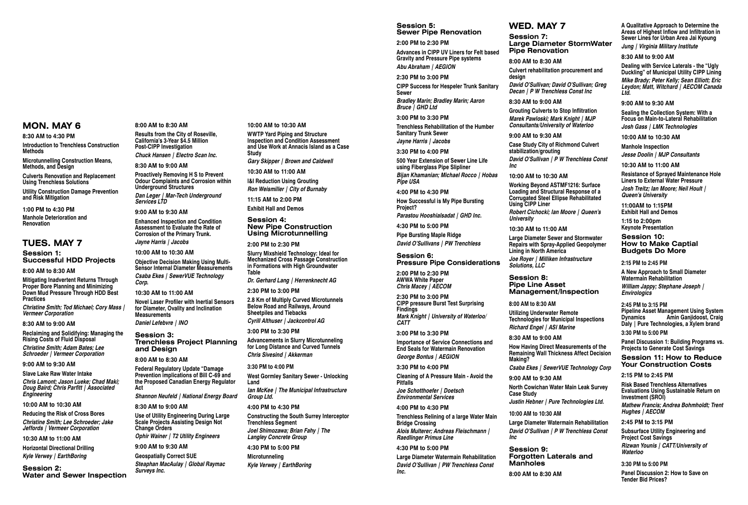## MON. MAY 6

**8:30 AM to 4:30 PM**

Introduction to Trenchless Construction Methods

Microtunnelling Construction Means, Methods, and Design

Culverts Renovation and Replacement Using Trenchless Solutions

Utility Construction Damage Prevention and Risk Mitigation

**1:00 PM to 4:30 PM**

Manhole Deterioration and Renovation

## TUES. MAY 7

### Session 1: Successful HDD Projects

**8:00 AM to 8:30 AM**

Mitigating Inadvertent Returns Through Proper Bore Planning and Minimizing Down Mud Pressure Through HDD Best Practices

*Christine Smith; Tod Michael; Cory Mass | Vermeer Corporation*

**8:30 AM to 9:00 AM**

Reclaiming and Solidifying: Managing the Rising Costs of Fluid Disposal

*Christine Smith; Adam Bates; Lee Schroeder | Vermeer Corporation*

**9:00 AM to 9:30 AM**

Slave Lake Raw Water Intake

*Chris Lamont; Jason Lueke; Chad Maki; Doug Baird; Chris Parfitt | Associated Engineering*

**10:00 AM to 10:30 AM**

Reducing the Risk of Cross Bores

*Christine Smith; Lee Schroeder; Jake Jeffords | Vermeer Corporation*

**10:30 AM to 11:00 AM**

Horizontal Directional Drilling

*Kyle Verwey | EarthBoring*

### Session 2: Water and Sewer Inspection

**8:00 AM to 8:30 AM**

Results from the City of Roseville, California's 3-Year $4.5 Million Post-CIPP Investigation

*Chuck Hansen | Electro Scan Inc.*

**8:30 AM to 9:00 AM**

Proactively Removing H S to Prevent Odour Complaints and Corrosion within Underground Structures

*Dan Leger | Mar-Tech Underground Services LTD*

**9:00 AM to 9:30 AM**

Enhanced Inspection and Condition Assessment to Evaluate the Rate of Corrosion of the Primary Trunk.

*Jayne Harris | Jacobs*

**10:00 AM to 10:30 AM**

Objective Decision Making Using Multi-Sensor Internal Diameter Measurements

*Csaba Ekes | SewerVUE Technology Corp.*

**10:30 AM to 11:00 AM**

Novel Laser Profiler with Inertial Sensors for Diameter, Ovality and Inclination Measurements

*Daniel Lefebvre | INO*

### Session 3: Trenchless Project Planning and Design

**8:00 AM to 8:30 AM**

Federal Regulatory Update "Damage Prevention implications of Bill C-69 and the Proposed Canadian Energy Regulator Act

*Shannon Neufeld | National Energy Board*

**8:30 AM to 9:00 AM**

Use of Utility Engineering During Large Scale Projects Assisting Design Not Change Orders

*Ophir Wainer | T2 Utility Engineers*

**9:00 AM to 9:30 AM**

Geospatially Correct SUE

*Steaphan MacAulay | Global Raymac Surveys Inc.*

**10:00 AM to 10:30 AM**

WWTP Yard Piping and Structure Inspection and Condition Assessment and Use Work at Annacis Island as a Case Study

*Gary Skipper | Brown and Caldwell*

**10:30 AM to 11:00 AM**

I&I Reduction Using Grouting

*Ron Weismiller | City of Burnaby*

**11:15 AM to 2:00 PM**

Exhibit Hall and Demos

### Session 4: New Pipe Construction Using Microtunnelling

**2:00 PM to 2:30 PM**

Slurry Mixshield Technology: Ideal for Mechanized Cross Passage Construction in Formations with High Groundwater Table

*Dr. Gerhard Lang | Herrenknecht AG*

**2:30 PM to 3:00 PM**

2.8 Km of Multiply Curved Microtunnels Below Road and Railways, Around Sheetpiles and Tiebacks

*Cyrill Althuser | Jackcontrol AG*

**3:00 PM to 3:30 PM**

Advancements in Slurry Microtunneling for Long Distance and Curved Tunnels

*Chris Sivesind | Akkerman*

**3:30 PM to 4:00 PM**

West Gormley Sanitary Sewer - Unlocking Land

*Ian McKee | The Municipal Infrastructure Group Ltd.*

**4:00 PM to 4:30 PM**

Constructing the South Surrey Interceptor Trenchless Segment

*Joel Shimozawa; Brian Fahy | The Langley Concrete Group*

**4:30 PM to 5:00 PM**

Microtunneling

*Kyle Verwey | EarthBoring*

### Session 5: Sewer Pipe Renovation

**2:00 PM to 2:30 PM**

Advances in CIPP UV Liners for Felt based Gravity and Pressure Pipe systems

*Abu Abraham | AEGION*

**2:30 PM to 3:00 PM**

CIPP Success for Hespeler Trunk Sanitary Sewer

*Bradley Marin; Bradley Marin; Aaron Bruce | GHD Ltd*

**3:00 PM to 3:30 PM**

Trenchless Rehabilitation of the Humber Sanitary Trunk Sewer

*Jayne Harris | Jacobs*

**3:30 PM to 4:00 PM**

500 Year Extension of Sewer Line Life using Fiberglass Pipe Slipliner

*Bijan Khamanian; Michael Rocco | Hobas Pipe USA*

**4:00 PM to 4:30 PM**

How Successful is My Pipe Bursting Project?

*Parastou Hooshialsadat | GHD Inc.*

**4:30 PM to 5:00 PM**

Pipe Bursting Maple Ridge

*David O'Sullivans | PW Trenchless*

### Session 6: Pressure Pipe Considerations

**2:00 PM to 2:30 PM**

AWWA White Paper

*Chris Macey | AECOM*

**2:30 PM to 3:00 PM**

CIPP pressure Burst Test Surprising Findings

*Mark Knight | University of Waterloo/ CATT*

**3:00 PM to 3:30 PM**

Importance of Service Connections and End Seals for Watermain Renovation

*George Bontus | AEGION*

**3:30 PM to 4:00 PM**

Cleaning of A Pressure Main - Avoid the Pitfalls

*Joe Schotthoefer | Doetsch Environmental Services*

**4:00 PM to 4:30 PM**

Trenchless Relining of a large Water Main Bridge Crossing

*Alois Multerer; Andreas Fleischmann | Raedlinger Primus Line*

**4:30 PM to 5:00 PM**

Large Diameter Watermain Rehabilitation

*David O'Sullivan | PW Trenchless Const Inc.*

## WED. MAY 7

### Session 7: Large Diameter StormWater Pipe Renovation

**8:00 AM to 8:30 AM**

Culvert rehabilitation procurement and design

*David O'Sullivan; David O'Sullivan; Greg Decan | P W Trenchless Const Inc*

**8:30 AM to 9:00 AM**

Grouting Culverts to Stop Infiltration

*Marek Pawloski; Mark Knight | MJP Consultants/University of Waterloo*

**9:00 AM to 9:30 AM**

Case Study City of Richmond Culvert stabilization/grouting

*David O'Sullivan | P W Trenchless Const Inc*

**10:00 AM to 10:30 AM**

Working Beyond ASTMF1216: Surface Loading and Structural Response of a Corrugated Steel Ellipse Rehabilitated Using CIPP Liner

*Robert Cichocki; Ian Moore | Queen's University*

**10:30 AM to 11:00 AM**

Large Diameter Sewer and Stormwater Repairs with Spray-Applied Geopolymer Lining in North America

*Joe Royer | Milliken Infrastructure Solutions, LLC*

### Session 8: Pipe Line Asset Management/Inspection

**8:00 AM to 8:30 AM**

Utilizing Underwater Remote Technologies for Municipal Inspections

*Richard Engel | ASI Marine*

**8:30 AM to 9:00 AM**

How Having Direct Measurements of the Remaining Wall Thickness Affect Decision Making?

*Csaba Ekes | SewerVUE Technology Corp*

**9:00 AM to 9:30 AM**

North Cowichan Water Main Leak Survey Case Study

*Justin Hebner | Pure Technologies Ltd.*

**10:00 AM to 10:30 AM**

Large Diameter Watermain Rehabilitation

*David O'Sullivan | P W Trenchless Const Inc*

### Session 9: Forgotten Laterals and Manholes

**8:00 AM to 8:30 AM**

A Qualitative Approach to Determine the Areas of Highest Inflow and Infiltration in Sewer Lines for Urban Area Jai Kyoung

*Jung | Virginia Military Institute*

**8:30 AM to 9:00 AM**

Dealing with Service Laterals - the "Ugly Duckling" of Municipal Utility CIPP Lining

*Mike Brady; Peter Kelly; Sean Elliott; Eric Leydon; Matt, Witchard | AECOM Canada Ltd.*

**9:00 AM to 9:30 AM**

Sealing the Collection System: With a Focus on Main-to-Lateral Rehabilitation

*Josh Gass | LMK Technologies*

**10:00 AM to 10:30 AM**

Manhole Inspection

*Jesse Doolin | MJP Consultants*

**10:30 AM to 11:00 AM**

Resistance of Sprayed Maintenance Hole Liners to External Water Pressure

*Josh Treitz; Ian Moore; Neil Hoult | Queen's University*

**11:00AM to 1:15PM**

Exhibit Hall and Demos

**1:15 to 2:00pm**

Keynote Presentation

### Session 10: How to Make Captial Budgets Do More

**2:15 PM to 2:45 PM**

A New Approach to Small Diameter Watermain Rehabilitation

*William Jappy; Stephane Joseph | Envirologics*

**2:45 PM to 3:15 PM**

Pipeline Asset Management Using System Dynamics Amin Ganjidoost, Craig Daly | Pure Technologies, a Xylem brand

**3:30 PM to 5:00 PM**

Panel Discussion 1: Building Programs vs. Projects to Generate Cost Savings

### Session 11: How to Reduce Your Construction Costs

**2:15 PM to 2:45 PM**

Risk Based Trenchless Alternatives Evaluations Using Sustainable Return on Investment (SROI)

*Mathew Francis; Andrea Bohmholdt; Trent Hughes | AECOM*

**2:45 PM to 3:15 PM**

Subsurface Utility Engineering and Project Cost Savings

*Rizwan Younis | CATT/University of Waterloo*

**3:30 PM to 5:00 PM**

Panel Discussion 2: How to Save on Tender Bid Prices?